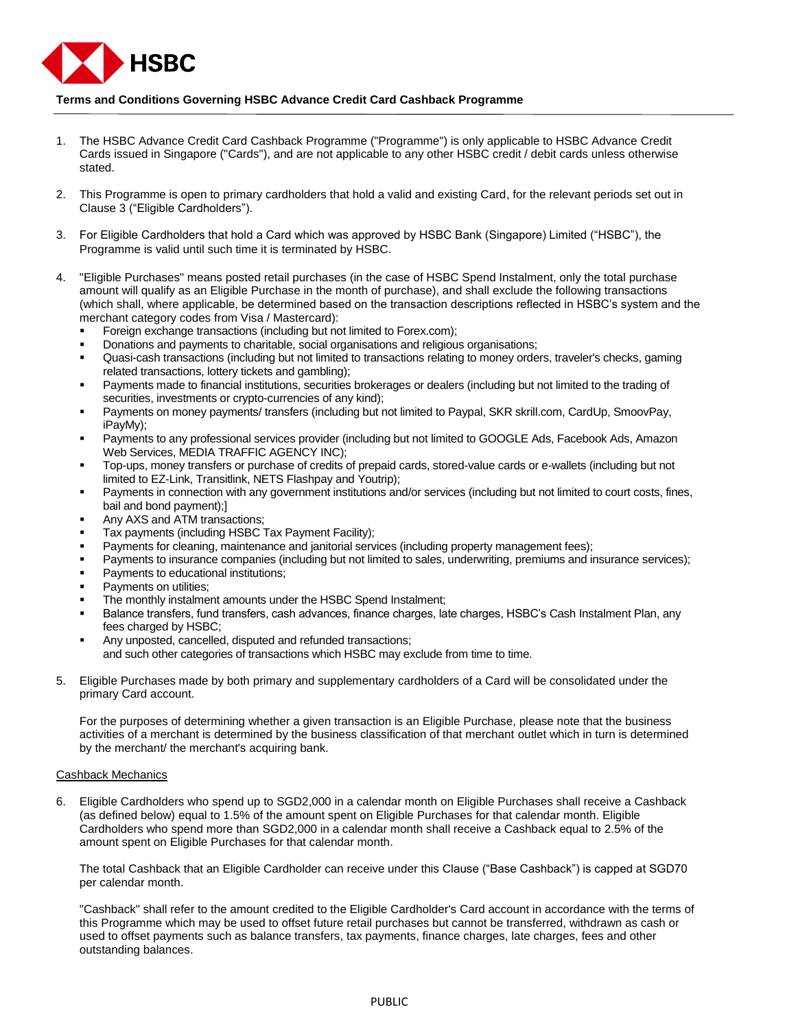**Terms and Conditions Governing HSBC Advance Credit Card Cashback Programme**

1. The HSBC Advance Credit Card Cashback Programme ("Programme") is only applicable to HSBC Advance Credit Cards issued in Singapore ("Cards"), and are not applicable to any other HSBC credit / debit cards unless otherwise stated.

2. This Programme is open to primary cardholders that hold a valid and existing Card, for the relevant periods set out in Clause 3 ("Eligible Cardholders").

3. For Eligible Cardholders that hold a Card which was approved by HSBC Bank (Singapore) Limited ("HSBC"), the Programme is valid until such time it is terminated by HSBC.

4. "Eligible Purchases" means posted retail purchases (in the case of HSBC Spend Instalment, only the total purchase amount will qualify as an Eligible Purchase in the month of purchase), and shall exclude the following transactions (which shall, where applicable, be determined based on the transaction descriptions reflected in HSBC's system and the merchant category codes from Visa / Mastercard):
   - Foreign exchange transactions (including but not limited to Forex.com);
   - Donations and payments to charitable, social organisations and religious organisations;
   - Quasi-cash transactions (including but not limited to transactions relating to money orders, traveler's checks, gaming related transactions, lottery tickets and gambling);
   - Payments made to financial institutions, securities brokerages or dealers (including but not limited to the trading of securities, investments or crypto-currencies of any kind);
   - Payments on money payments/ transfers (including but not limited to Paypal, SKR skrill.com, CardUp, SmoovPay, iPayMy);
   - Payments to any professional services provider (including but not limited to GOOGLE Ads, Facebook Ads, Amazon Web Services, MEDIA TRAFFIC AGENCY INC);
   - Top-ups, money transfers or purchase of credits of prepaid cards, stored-value cards or e-wallets (including but not limited to EZ-Link, Transitlink, NETS Flashpay and Youtrip);
   - Payments in connection with any government institutions and/or services (including but not limited to court costs, fines, bail and bond payment);]
   - Any AXS and ATM transactions;
   - Tax payments (including HSBC Tax Payment Facility);
   - Payments for cleaning, maintenance and janitorial services (including property management fees);
   - Payments to insurance companies (including but not limited to sales, underwriting, premiums and insurance services);
   - Payments to educational institutions;
   - Payments on utilities;
   - The monthly instalment amounts under the HSBC Spend Instalment;
   - Balance transfers, fund transfers, cash advances, finance charges, late charges, HSBC's Cash Instalment Plan, any fees charged by HSBC;
   - Any unposted, cancelled, disputed and refunded transactions;

   and such other categories of transactions which HSBC may exclude from time to time.

5. Eligible Purchases made by both primary and supplementary cardholders of a Card will be consolidated under the primary Card account.

   For the purposes of determining whether a given transaction is an Eligible Purchase, please note that the business activities of a merchant is determined by the business classification of that merchant outlet which in turn is determined by the merchant/ the merchant's acquiring bank.

<u>Cashback Mechanics</u>

6. Eligible Cardholders who spend up to SGD2,000 in a calendar month on Eligible Purchases shall receive a Cashback (as defined below) equal to 1.5% of the amount spent on Eligible Purchases for that calendar month. Eligible Cardholders who spend more than SGD2,000 in a calendar month shall receive a Cashback equal to 2.5% of the amount spent on Eligible Purchases for that calendar month.

   The total Cashback that an Eligible Cardholder can receive under this Clause ("Base Cashback") is capped at SGD70 per calendar month.

   "Cashback" shall refer to the amount credited to the Eligible Cardholder's Card account in accordance with the terms of this Programme which may be used to offset future retail purchases but cannot be transferred, withdrawn as cash or used to offset payments such as balance transfers, tax payments, finance charges, late charges, fees and other outstanding balances.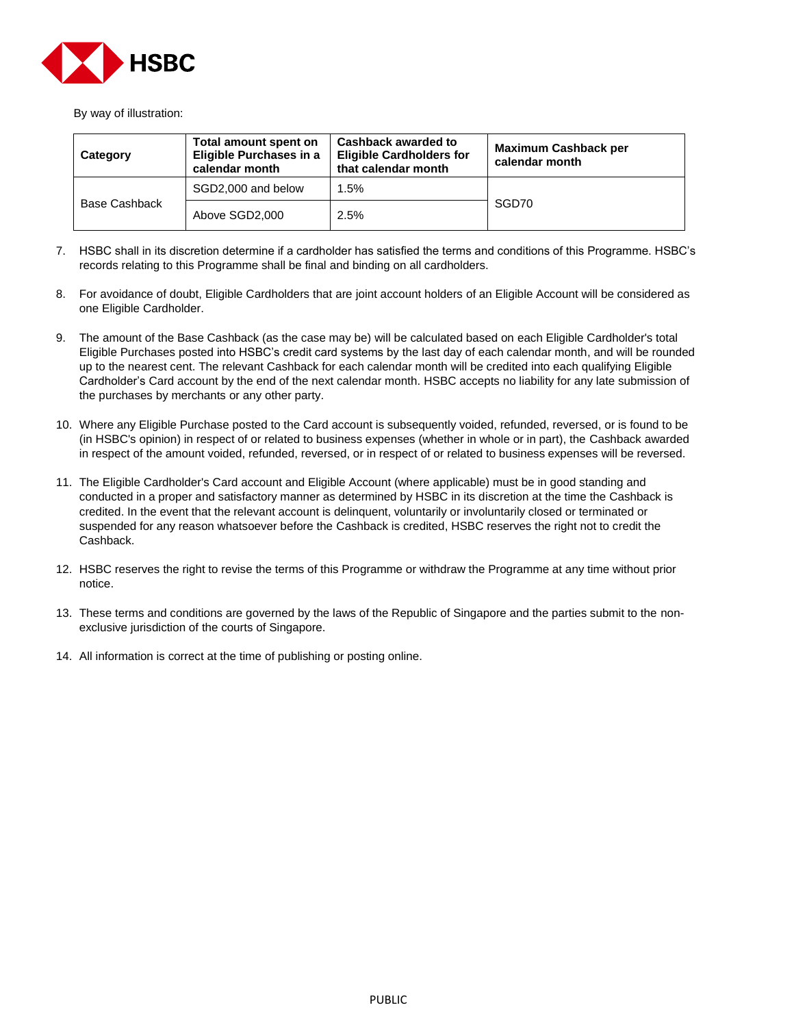By way of illustration:

| Category | Total amount spent on Eligible Purchases in a calendar month | Cashback awarded to Eligible Cardholders for that calendar month | Maximum Cashback per calendar month |
|---|---|---|---|
| Base Cashback | SGD2,000 and below | 1.5% | SGD70 |
| | Above SGD2,000 | 2.5% | |

7. HSBC shall in its discretion determine if a cardholder has satisfied the terms and conditions of this Programme. HSBC's records relating to this Programme shall be final and binding on all cardholders.

8. For avoidance of doubt, Eligible Cardholders that are joint account holders of an Eligible Account will be considered as one Eligible Cardholder.

9. The amount of the Base Cashback (as the case may be) will be calculated based on each Eligible Cardholder's total Eligible Purchases posted into HSBC's credit card systems by the last day of each calendar month, and will be rounded up to the nearest cent. The relevant Cashback for each calendar month will be credited into each qualifying Eligible Cardholder's Card account by the end of the next calendar month. HSBC accepts no liability for any late submission of the purchases by merchants or any other party.

10. Where any Eligible Purchase posted to the Card account is subsequently voided, refunded, reversed, or is found to be (in HSBC's opinion) in respect of or related to business expenses (whether in whole or in part), the Cashback awarded in respect of the amount voided, refunded, reversed, or in respect of or related to business expenses will be reversed.

11. The Eligible Cardholder's Card account and Eligible Account (where applicable) must be in good standing and conducted in a proper and satisfactory manner as determined by HSBC in its discretion at the time the Cashback is credited. In the event that the relevant account is delinquent, voluntarily or involuntarily closed or terminated or suspended for any reason whatsoever before the Cashback is credited, HSBC reserves the right not to credit the Cashback.

12. HSBC reserves the right to revise the terms of this Programme or withdraw the Programme at any time without prior notice.

13. These terms and conditions are governed by the laws of the Republic of Singapore and the parties submit to the non-exclusive jurisdiction of the courts of Singapore.

14. All information is correct at the time of publishing or posting online.